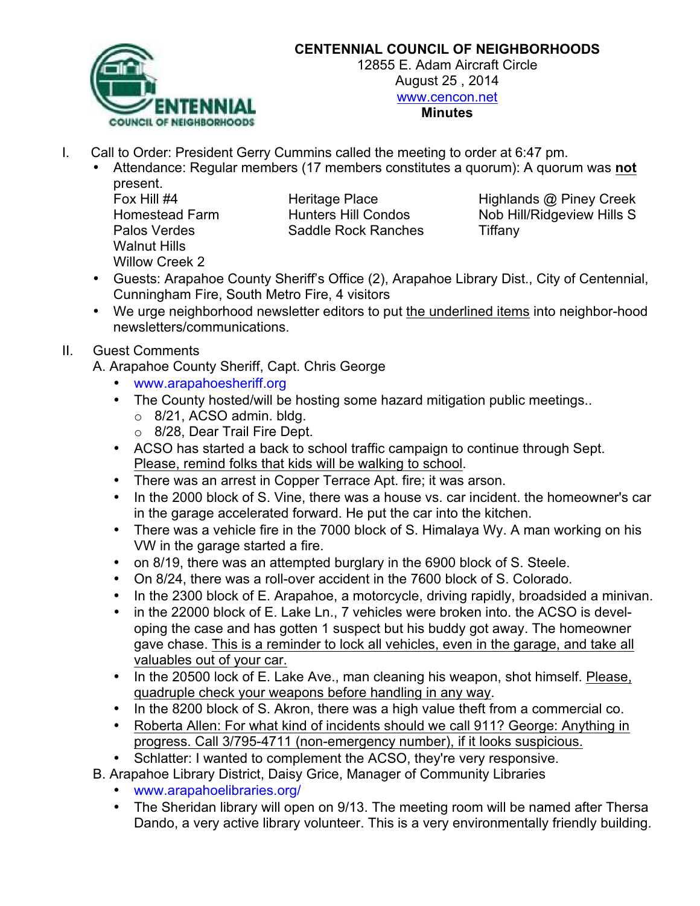**CENTENNIAL COUNCIL OF NEIGHBORHOODS**
12855 E. Adam Aircraft Circle
August 25 , 2014
www.cencon.net
**Minutes**

I. Call to Order: President Gerry Cummins called the meeting to order at 6:47 pm.
   - Attendance: Regular members (17 members constitutes a quorum): A quorum was **not** present.

| | | |
|---|---|---|
| Fox Hill #4 | Heritage Place | Highlands @ Piney Creek |
| Homestead Farm | Hunters Hill Condos | Nob Hill/Ridgeview Hills S |
| Palos Verdes | Saddle Rock Ranches | Tiffany |
| Walnut Hills | | |
| Willow Creek 2 | | |

   - Guests: Arapahoe County Sheriff's Office (2), Arapahoe Library Dist., City of Centennial, Cunningham Fire, South Metro Fire, 4 visitors
   - We urge neighborhood newsletter editors to put <u>the underlined items</u> into neighbor-hood newsletters/communications.

II. Guest Comments

A. Arapahoe County Sheriff, Capt. Chris George
   - www.arapahoesheriff.org
   - The County hosted/will be hosting some hazard mitigation public meetings..
     - 8/21, ACSO admin. bldg.
     - 8/28, Dear Trail Fire Dept.
   - ACSO has started a back to school traffic campaign to continue through Sept. <u>Please, remind folks that kids will be walking to school</u>.
   - There was an arrest in Copper Terrace Apt. fire; it was arson.
   - In the 2000 block of S. Vine, there was a house vs. car incident. the homeowner's car in the garage accelerated forward. He put the car into the kitchen.
   - There was a vehicle fire in the 7000 block of S. Himalaya Wy. A man working on his VW in the garage started a fire.
   - on 8/19, there was an attempted burglary in the 6900 block of S. Steele.
   - On 8/24, there was a roll-over accident in the 7600 block of S. Colorado.
   - In the 2300 block of E. Arapahoe, a motorcycle, driving rapidly, broadsided a minivan.
   - in the 22000 block of E. Lake Ln., 7 vehicles were broken into. the ACSO is developing the case and has gotten 1 suspect but his buddy got away. The homeowner gave chase. <u>This is a reminder to lock all vehicles, even in the garage, and take all valuables out of your car.</u>
   - In the 20500 lock of E. Lake Ave., man cleaning his weapon, shot himself. <u>Please, quadruple check your weapons before handling in any way</u>.
   - In the 8200 block of S. Akron, there was a high value theft from a commercial co.
   - <u>Roberta Allen: For what kind of incidents should we call 911? George: Anything in progress. Call 3/795-4711 (non-emergency number), if it looks suspicious.</u>
   - Schlatter: I wanted to complement the ACSO, they're very responsive.

B. Arapahoe Library District, Daisy Grice, Manager of Community Libraries
   - www.arapahoelibraries.org/
   - The Sheridan library will open on 9/13. The meeting room will be named after Thersa Dando, a very active library volunteer. This is a very environmentally friendly building.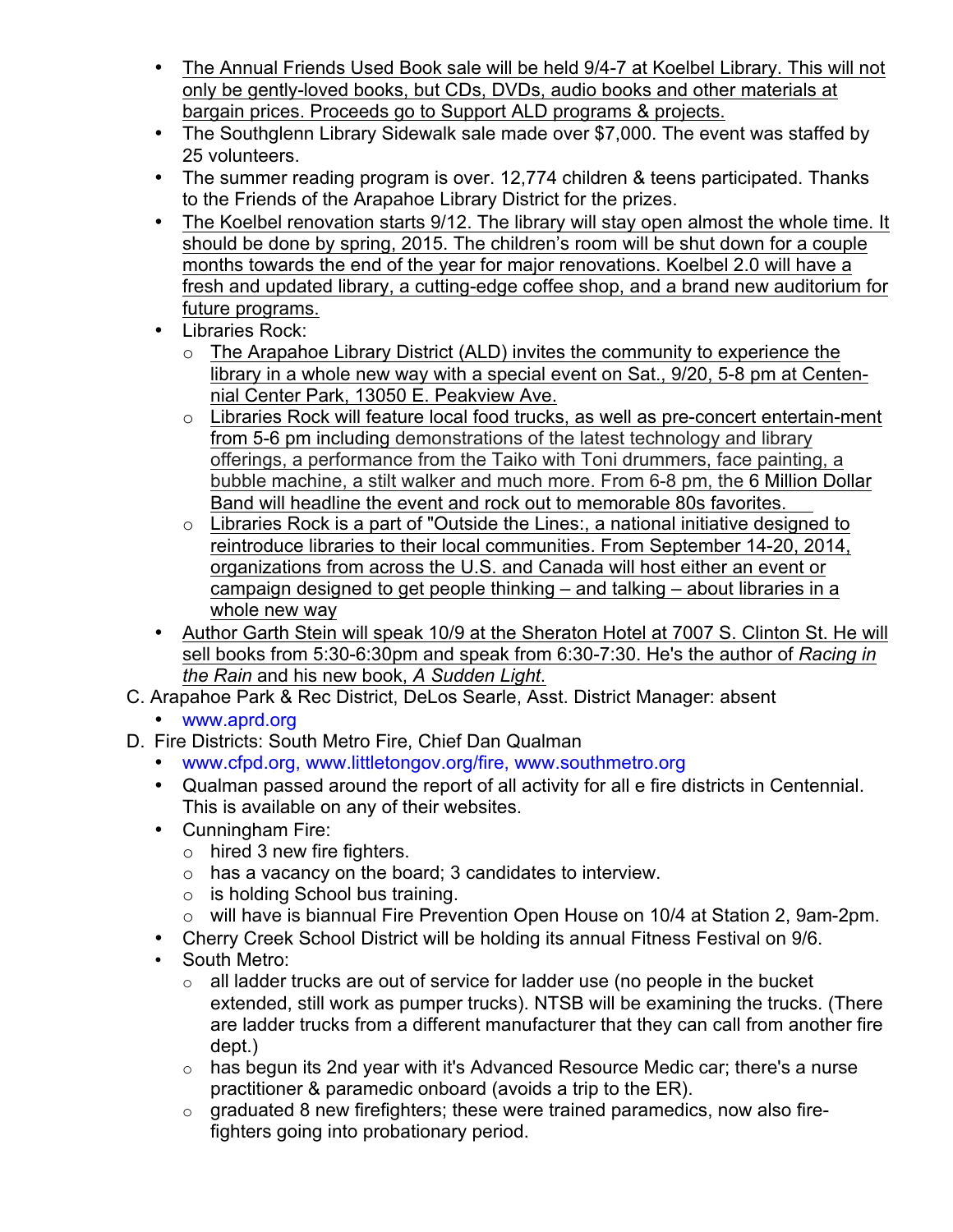- The Annual Friends Used Book sale will be held 9/4-7 at Koelbel Library. This will not only be gently-loved books, but CDs, DVDs, audio books and other materials at bargain prices. Proceeds go to Support ALD programs & projects.
- The Southglenn Library Sidewalk sale made over $7,000. The event was staffed by 25 volunteers.
- The summer reading program is over. 12,774 children & teens participated. Thanks to the Friends of the Arapahoe Library District for the prizes.
- The Koelbel renovation starts 9/12. The library will stay open almost the whole time. It should be done by spring, 2015. The children's room will be shut down for a couple months towards the end of the year for major renovations. Koelbel 2.0 will have a fresh and updated library, a cutting-edge coffee shop, and a brand new auditorium for future programs.
- Libraries Rock:
  - The Arapahoe Library District (ALD) invites the community to experience the library in a whole new way with a special event on Sat., 9/20, 5-8 pm at Centennial Center Park, 13050 E. Peakview Ave.
  - Libraries Rock will feature local food trucks, as well as pre-concert entertain-ment from 5-6 pm including demonstrations of the latest technology and library offerings, a performance from the Taiko with Toni drummers, face painting, a bubble machine, a stilt walker and much more. From 6-8 pm, the 6 Million Dollar Band will headline the event and rock out to memorable 80s favorites.
  - Libraries Rock is a part of "Outside the Lines:, a national initiative designed to reintroduce libraries to their local communities. From September 14-20, 2014, organizations from across the U.S. and Canada will host either an event or campaign designed to get people thinking – and talking – about libraries in a whole new way
- Author Garth Stein will speak 10/9 at the Sheraton Hotel at 7007 S. Clinton St. He will sell books from 5:30-6:30pm and speak from 6:30-7:30. He's the author of *Racing in the Rain* and his new book, *A Sudden Light*.

C. Arapahoe Park & Rec District, DeLos Searle, Asst. District Manager: absent

- www.aprd.org

D. Fire Districts: South Metro Fire, Chief Dan Qualman

- www.cfpd.org, www.littletongov.org/fire, www.southmetro.org
- Qualman passed around the report of all activity for all e fire districts in Centennial. This is available on any of their websites.
- Cunningham Fire:
  - hired 3 new fire fighters.
  - has a vacancy on the board; 3 candidates to interview.
  - is holding School bus training.
  - will have is biannual Fire Prevention Open House on 10/4 at Station 2, 9am-2pm.
- Cherry Creek School District will be holding its annual Fitness Festival on 9/6.
- South Metro:
  - all ladder trucks are out of service for ladder use (no people in the bucket extended, still work as pumper trucks). NTSB will be examining the trucks. (There are ladder trucks from a different manufacturer that they can call from another fire dept.)
  - has begun its 2nd year with it's Advanced Resource Medic car; there's a nurse practitioner & paramedic onboard (avoids a trip to the ER).
  - graduated 8 new firefighters; these were trained paramedics, now also fire-fighters going into probationary period.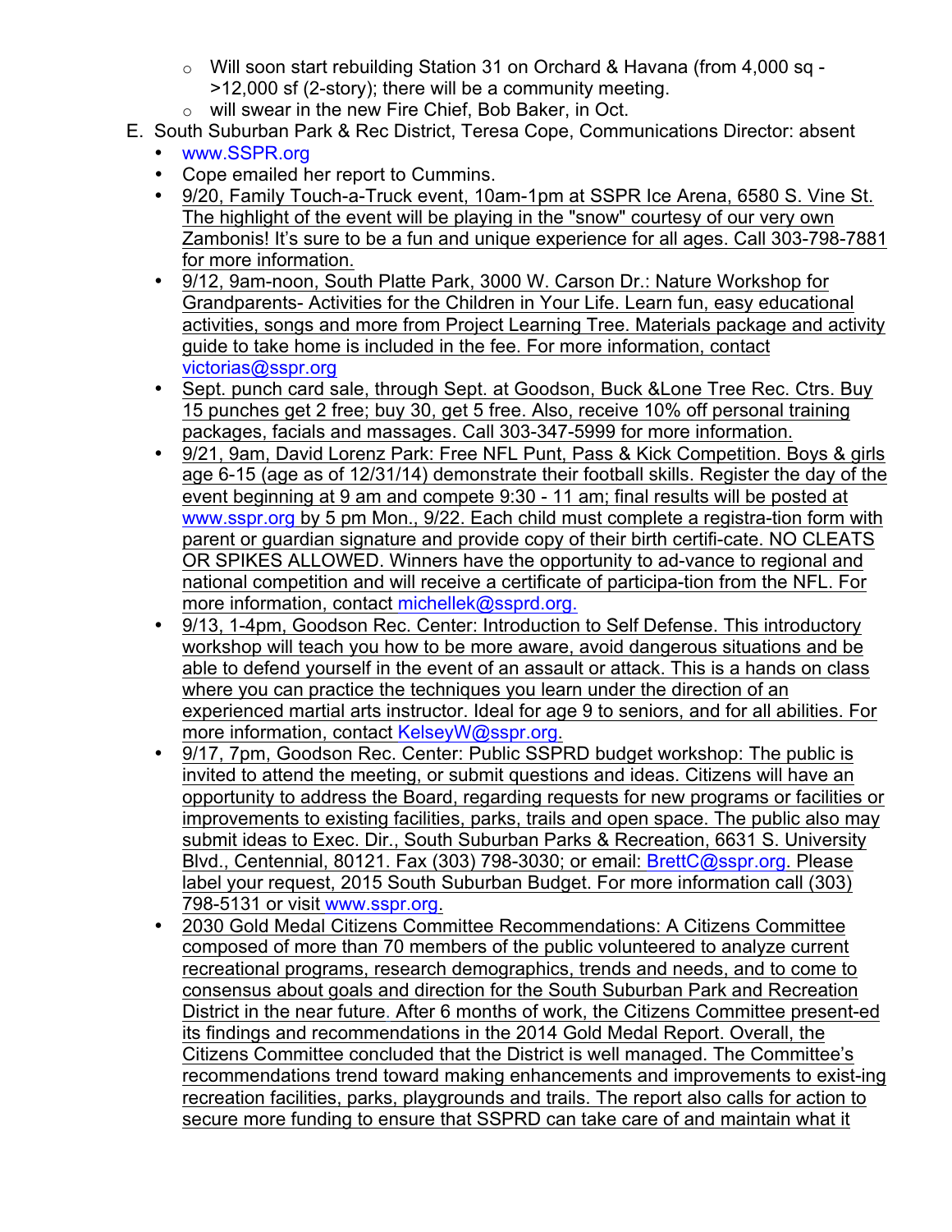- Will soon start rebuilding Station 31 on Orchard & Havana (from 4,000 sq ->12,000 sf (2-story); there will be a community meeting.
- will swear in the new Fire Chief, Bob Baker, in Oct.

E. South Suburban Park & Rec District, Teresa Cope, Communications Director: absent

- www.SSPR.org
- Cope emailed her report to Cummins.
- 9/20, Family Touch-a-Truck event, 10am-1pm at SSPR Ice Arena, 6580 S. Vine St. The highlight of the event will be playing in the "snow" courtesy of our very own Zambonis! It's sure to be a fun and unique experience for all ages. Call 303-798-7881 for more information.
- 9/12, 9am-noon, South Platte Park, 3000 W. Carson Dr.: Nature Workshop for Grandparents- Activities for the Children in Your Life. Learn fun, easy educational activities, songs and more from Project Learning Tree. Materials package and activity guide to take home is included in the fee. For more information, contact victorias@sspr.org
- Sept. punch card sale, through Sept. at Goodson, Buck &Lone Tree Rec. Ctrs. Buy 15 punches get 2 free; buy 30, get 5 free. Also, receive 10% off personal training packages, facials and massages. Call 303-347-5999 for more information.
- 9/21, 9am, David Lorenz Park: Free NFL Punt, Pass & Kick Competition. Boys & girls age 6-15 (age as of 12/31/14) demonstrate their football skills. Register the day of the event beginning at 9 am and compete 9:30 - 11 am; final results will be posted at www.sspr.org by 5 pm Mon., 9/22. Each child must complete a registra-tion form with parent or guardian signature and provide copy of their birth certifi-cate. NO CLEATS OR SPIKES ALLOWED. Winners have the opportunity to ad-vance to regional and national competition and will receive a certificate of participa-tion from the NFL. For more information, contact michellek@ssprd.org.
- 9/13, 1-4pm, Goodson Rec. Center: Introduction to Self Defense. This introductory workshop will teach you how to be more aware, avoid dangerous situations and be able to defend yourself in the event of an assault or attack. This is a hands on class where you can practice the techniques you learn under the direction of an experienced martial arts instructor. Ideal for age 9 to seniors, and for all abilities. For more information, contact KelseyW@sspr.org.
- 9/17, 7pm, Goodson Rec. Center: Public SSPRD budget workshop: The public is invited to attend the meeting, or submit questions and ideas. Citizens will have an opportunity to address the Board, regarding requests for new programs or facilities or improvements to existing facilities, parks, trails and open space. The public also may submit ideas to Exec. Dir., South Suburban Parks & Recreation, 6631 S. University Blvd., Centennial, 80121. Fax (303) 798-3030; or email: BrettC@sspr.org. Please label your request, 2015 South Suburban Budget. For more information call (303) 798-5131 or visit www.sspr.org.
- 2030 Gold Medal Citizens Committee Recommendations: A Citizens Committee composed of more than 70 members of the public volunteered to analyze current recreational programs, research demographics, trends and needs, and to come to consensus about goals and direction for the South Suburban Park and Recreation District in the near future. After 6 months of work, the Citizens Committee present-ed its findings and recommendations in the 2014 Gold Medal Report. Overall, the Citizens Committee concluded that the District is well managed. The Committee's recommendations trend toward making enhancements and improvements to exist-ing recreation facilities, parks, playgrounds and trails. The report also calls for action to secure more funding to ensure that SSPRD can take care of and maintain what it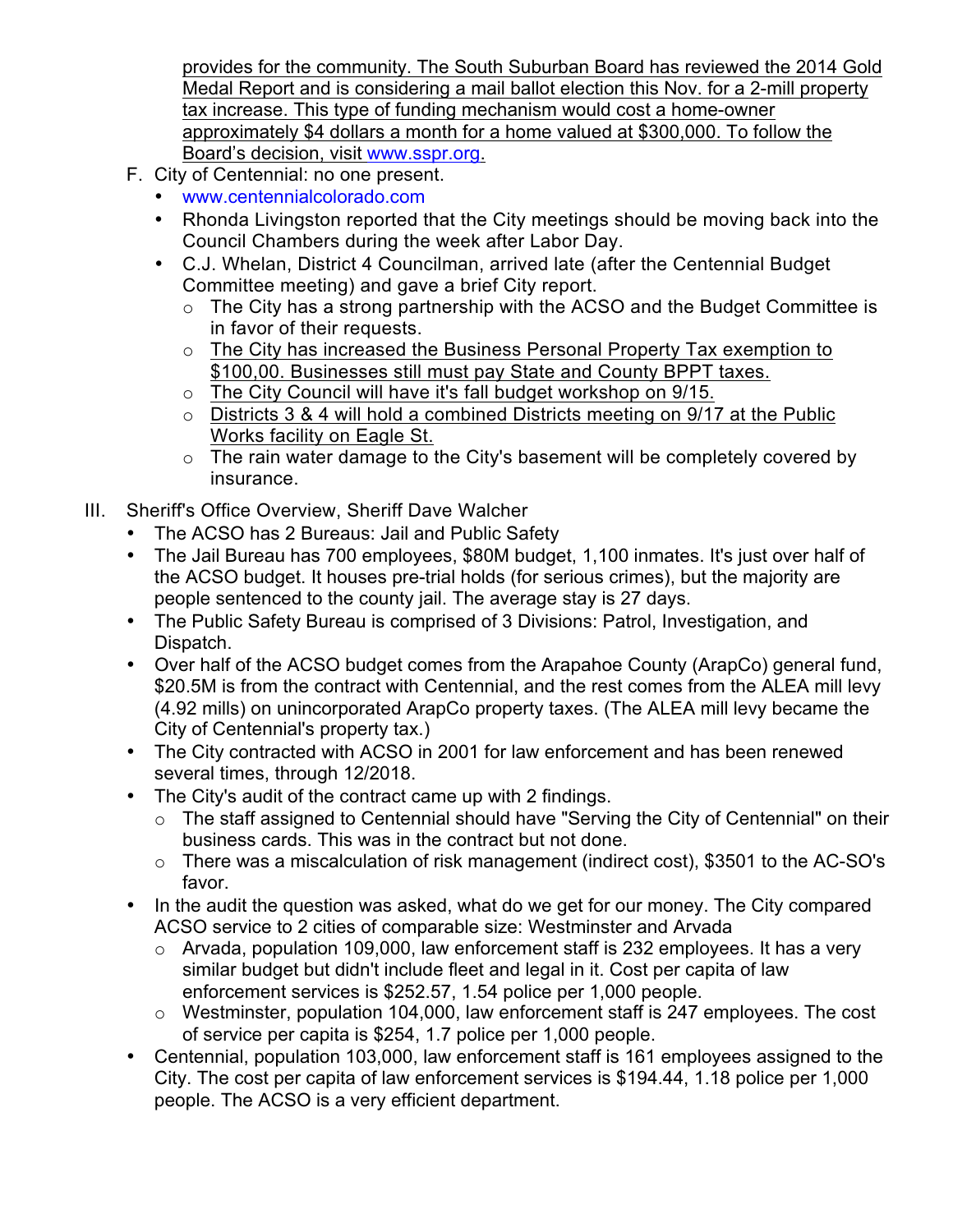provides for the community. The South Suburban Board has reviewed the 2014 Gold Medal Report and is considering a mail ballot election this Nov. for a 2-mill property tax increase. This type of funding mechanism would cost a home-owner approximately $4 dollars a month for a home valued at $300,000. To follow the Board's decision, visit www.sspr.org.

F. City of Centennial: no one present.
   - www.centennialcolorado.com
   - Rhonda Livingston reported that the City meetings should be moving back into the Council Chambers during the week after Labor Day.
   - C.J. Whelan, District 4 Councilman, arrived late (after the Centennial Budget Committee meeting) and gave a brief City report.
     - The City has a strong partnership with the ACSO and the Budget Committee is in favor of their requests.
     - The City has increased the Business Personal Property Tax exemption to $100,00. Businesses still must pay State and County BPPT taxes.
     - The City Council will have it's fall budget workshop on 9/15.
     - Districts 3 & 4 will hold a combined Districts meeting on 9/17 at the Public Works facility on Eagle St.
     - The rain water damage to the City's basement will be completely covered by insurance.

III. Sheriff's Office Overview, Sheriff Dave Walcher
   - The ACSO has 2 Bureaus: Jail and Public Safety
   - The Jail Bureau has 700 employees, $80M budget, 1,100 inmates. It's just over half of the ACSO budget. It houses pre-trial holds (for serious crimes), but the majority are people sentenced to the county jail. The average stay is 27 days.
   - The Public Safety Bureau is comprised of 3 Divisions: Patrol, Investigation, and Dispatch.
   - Over half of the ACSO budget comes from the Arapahoe County (ArapCo) general fund, $20.5M is from the contract with Centennial, and the rest comes from the ALEA mill levy (4.92 mills) on unincorporated ArapCo property taxes. (The ALEA mill levy became the City of Centennial's property tax.)
   - The City contracted with ACSO in 2001 for law enforcement and has been renewed several times, through 12/2018.
   - The City's audit of the contract came up with 2 findings.
     - The staff assigned to Centennial should have "Serving the City of Centennial" on their business cards. This was in the contract but not done.
     - There was a miscalculation of risk management (indirect cost), $3501 to the AC-SO's favor.
   - In the audit the question was asked, what do we get for our money. The City compared ACSO service to 2 cities of comparable size: Westminster and Arvada
     - Arvada, population 109,000, law enforcement staff is 232 employees. It has a very similar budget but didn't include fleet and legal in it. Cost per capita of law enforcement services is $252.57, 1.54 police per 1,000 people.
     - Westminster, population 104,000, law enforcement staff is 247 employees. The cost of service per capita is $254, 1.7 police per 1,000 people.
   - Centennial, population 103,000, law enforcement staff is 161 employees assigned to the City. The cost per capita of law enforcement services is $194.44, 1.18 police per 1,000 people. The ACSO is a very efficient department.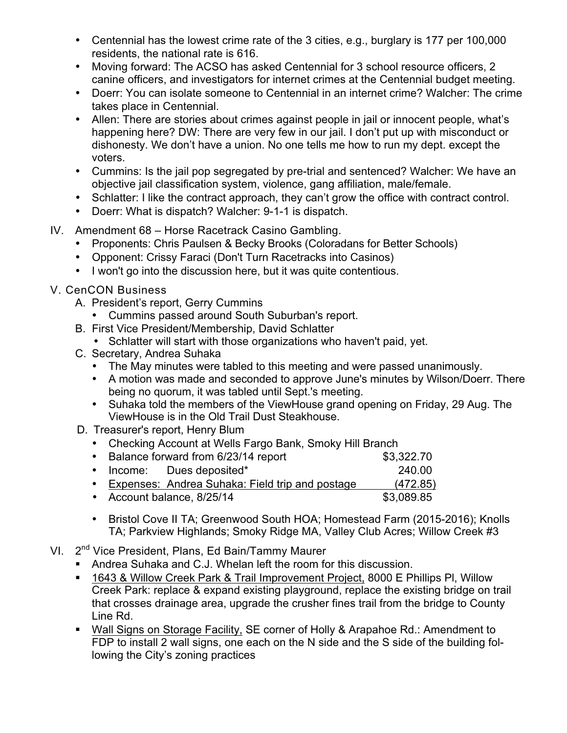- Centennial has the lowest crime rate of the 3 cities, e.g., burglary is 177 per 100,000 residents, the national rate is 616.
- Moving forward: The ACSO has asked Centennial for 3 school resource officers, 2 canine officers, and investigators for internet crimes at the Centennial budget meeting.
- Doerr: You can isolate someone to Centennial in an internet crime? Walcher: The crime takes place in Centennial.
- Allen: There are stories about crimes against people in jail or innocent people, what's happening here? DW: There are very few in our jail. I don't put up with misconduct or dishonesty. We don't have a union. No one tells me how to run my dept. except the voters.
- Cummins: Is the jail pop segregated by pre-trial and sentenced? Walcher: We have an objective jail classification system, violence, gang affiliation, male/female.
- Schlatter: I like the contract approach, they can't grow the office with contract control.
- Doerr: What is dispatch? Walcher: 9-1-1 is dispatch.

IV. Amendment 68 – Horse Racetrack Casino Gambling.

- Proponents: Chris Paulsen & Becky Brooks (Coloradans for Better Schools)
- Opponent: Crissy Faraci (Don't Turn Racetracks into Casinos)
- I won't go into the discussion here, but it was quite contentious.

V. CenCON Business

A. President's report, Gerry Cummins

- Cummins passed around South Suburban's report.

B. First Vice President/Membership, David Schlatter

- Schlatter will start with those organizations who haven't paid, yet.

C. Secretary, Andrea Suhaka

- The May minutes were tabled to this meeting and were passed unanimously.
- A motion was made and seconded to approve June's minutes by Wilson/Doerr. There being no quorum, it was tabled until Sept.'s meeting.
- Suhaka told the members of the ViewHouse grand opening on Friday, 29 Aug. The ViewHouse is in the Old Trail Dust Steakhouse.

D. Treasurer's report, Henry Blum

- Checking Account at Wells Fargo Bank, Smoky Hill Branch
- Balance forward from 6/23/14 report $3,322.70
- Income: Dues deposited* 240.00
- Expenses: Andrea Suhaka: Field trip and postage (472.85)
- Account balance, 8/25/14 $3,089.85

- Bristol Cove II TA; Greenwood South HOA; Homestead Farm (2015-2016); Knolls TA; Parkview Highlands; Smoky Ridge MA, Valley Club Acres; Willow Creek #3

VI. 2nd Vice President, Plans, Ed Bain/Tammy Maurer

- Andrea Suhaka and C.J. Whelan left the room for this discussion.
- 1643 & Willow Creek Park & Trail Improvement Project, 8000 E Phillips Pl, Willow Creek Park: replace & expand existing playground, replace the existing bridge on trail that crosses drainage area, upgrade the crusher fines trail from the bridge to County Line Rd.
- Wall Signs on Storage Facility, SE corner of Holly & Arapahoe Rd.: Amendment to FDP to install 2 wall signs, one each on the N side and the S side of the building following the City's zoning practices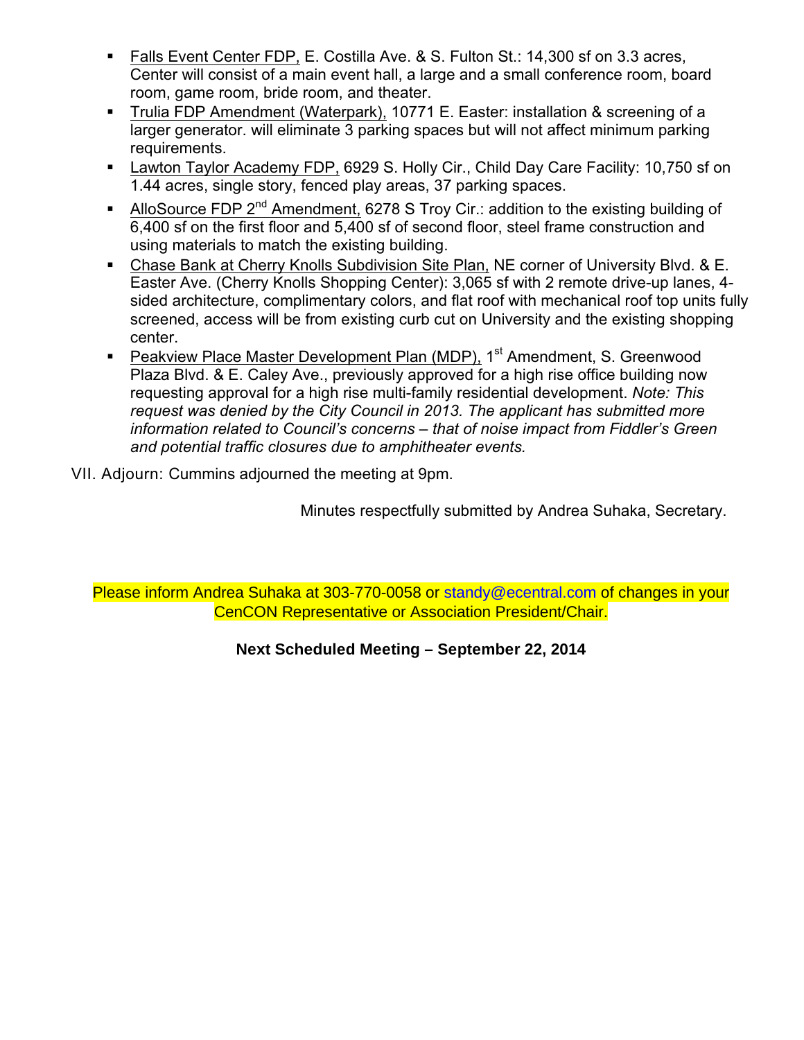- Falls Event Center FDP, E. Costilla Ave. & S. Fulton St.: 14,300 sf on 3.3 acres, Center will consist of a main event hall, a large and a small conference room, board room, game room, bride room, and theater.
- Trulia FDP Amendment (Waterpark), 10771 E. Easter: installation & screening of a larger generator. will eliminate 3 parking spaces but will not affect minimum parking requirements.
- Lawton Taylor Academy FDP, 6929 S. Holly Cir., Child Day Care Facility: 10,750 sf on 1.44 acres, single story, fenced play areas, 37 parking spaces.
- AlloSource FDP 2nd Amendment, 6278 S Troy Cir.: addition to the existing building of 6,400 sf on the first floor and 5,400 sf of second floor, steel frame construction and using materials to match the existing building.
- Chase Bank at Cherry Knolls Subdivision Site Plan, NE corner of University Blvd. & E. Easter Ave. (Cherry Knolls Shopping Center): 3,065 sf with 2 remote drive-up lanes, 4-sided architecture, complimentary colors, and flat roof with mechanical roof top units fully screened, access will be from existing curb cut on University and the existing shopping center.
- Peakview Place Master Development Plan (MDP), 1st Amendment, S. Greenwood Plaza Blvd. & E. Caley Ave., previously approved for a high rise office building now requesting approval for a high rise multi-family residential development. *Note: This request was denied by the City Council in 2013. The applicant has submitted more information related to Council's concerns – that of noise impact from Fiddler's Green and potential traffic closures due to amphitheater events.*

VII. Adjourn: Cummins adjourned the meeting at 9pm.

Minutes respectfully submitted by Andrea Suhaka, Secretary.

Please inform Andrea Suhaka at 303-770-0058 or standy@ecentral.com of changes in your CenCON Representative or Association President/Chair.

**Next Scheduled Meeting – September 22, 2014**